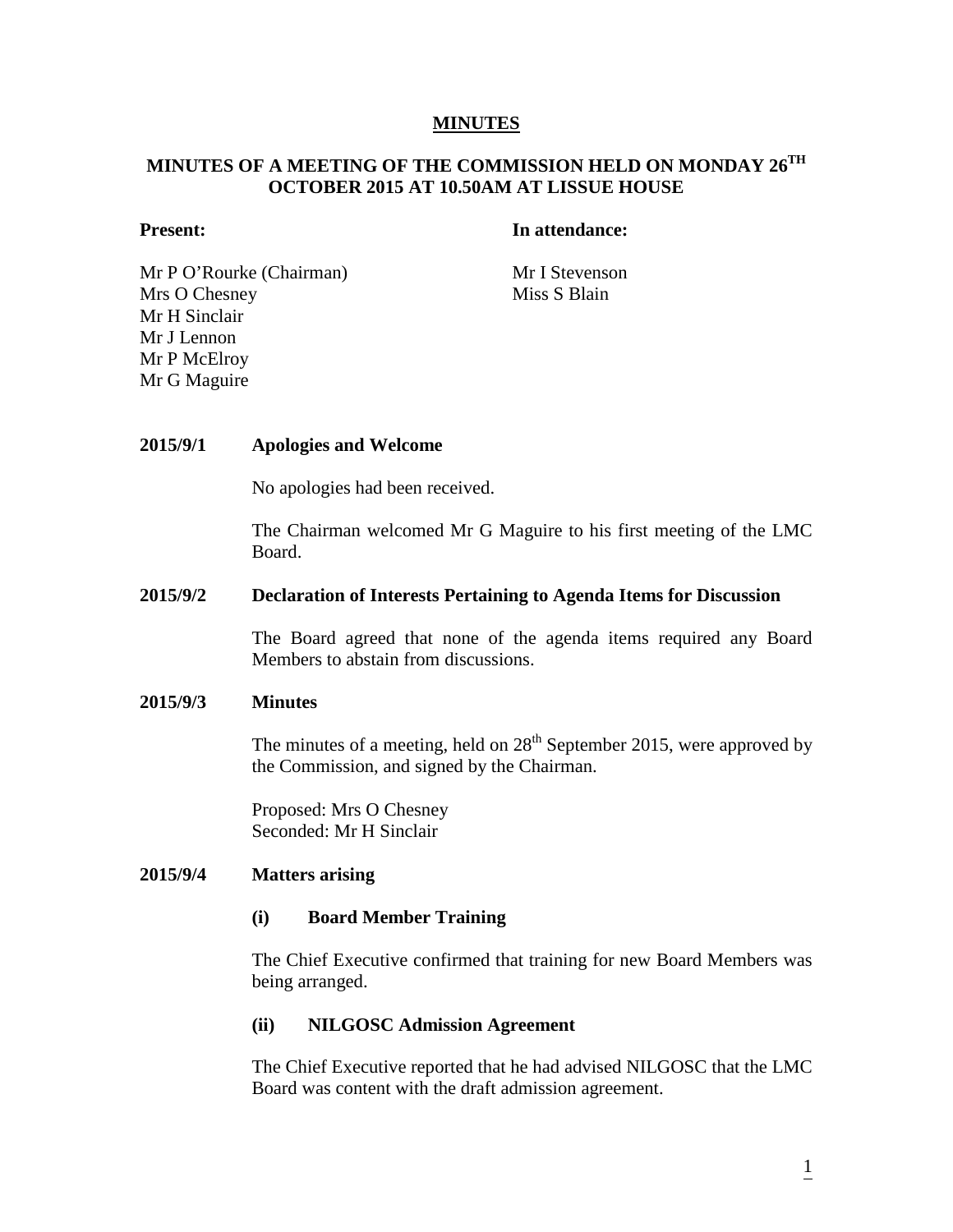# MINUTES

## MINUTES OF A MEETING OF THE COMMISSION HELD ON MONDAY 26TH OCTOBER 2015 AT 10.50AM AT LISSUE HOUSE

| **Present:** | **In attendance:** |
|---|---|
| Mr P O'Rourke (Chairman) | Mr I Stevenson |
| Mrs O Chesney | Miss S Blain |
| Mr H Sinclair | |
| Mr J Lennon | |
| Mr P McElroy | |
| Mr G Maguire | |

**2015/9/1 Apologies and Welcome**

No apologies had been received.

The Chairman welcomed Mr G Maguire to his first meeting of the LMC Board.

**2015/9/2 Declaration of Interests Pertaining to Agenda Items for Discussion**

The Board agreed that none of the agenda items required any Board Members to abstain from discussions.

**2015/9/3 Minutes**

The minutes of a meeting, held on 28th September 2015, were approved by the Commission, and signed by the Chairman.

Proposed: Mrs O Chesney
Seconded: Mr H Sinclair

**2015/9/4 Matters arising**

**(i) Board Member Training**

The Chief Executive confirmed that training for new Board Members was being arranged.

**(ii) NILGOSC Admission Agreement**

The Chief Executive reported that he had advised NILGOSC that the LMC Board was content with the draft admission agreement.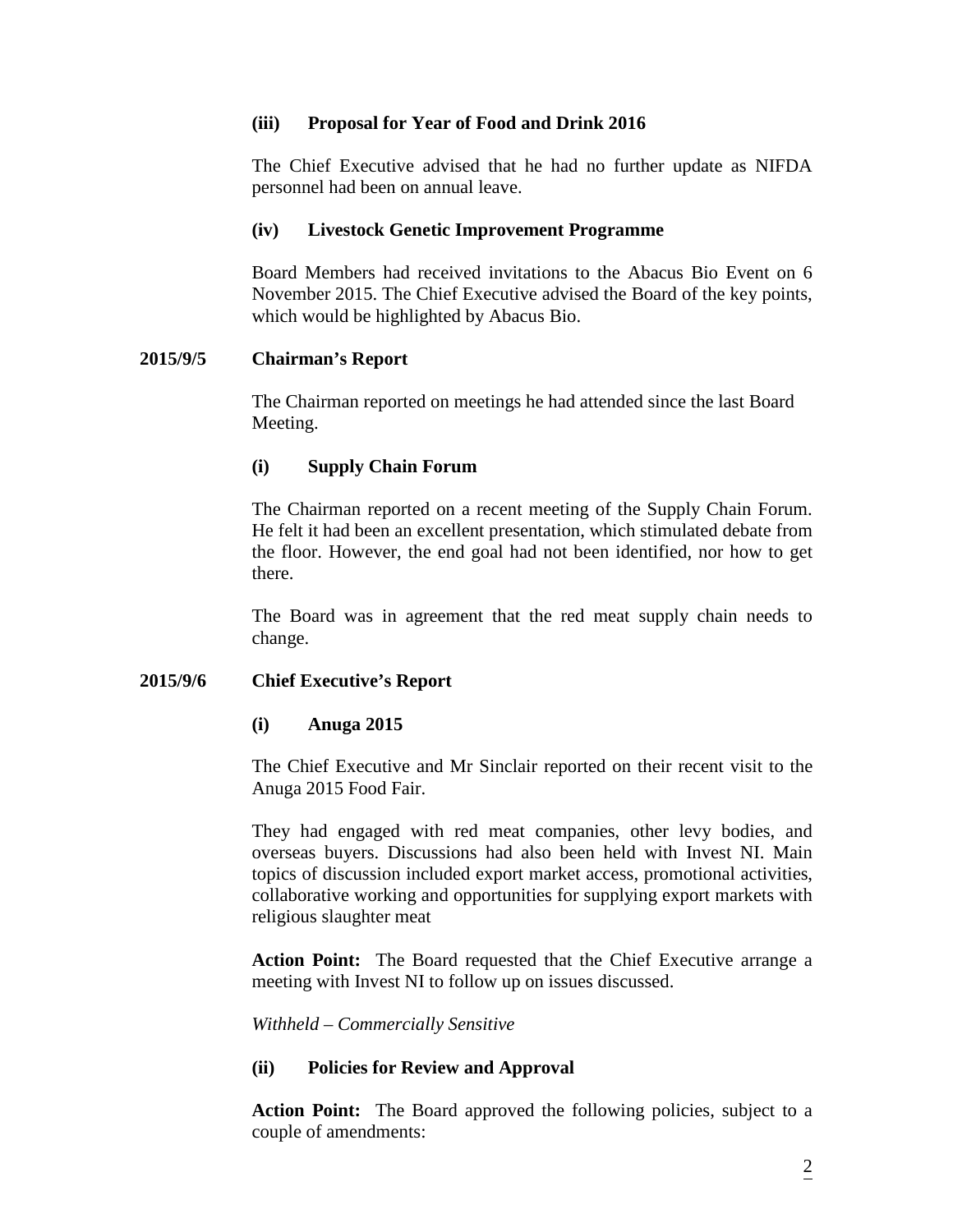### (iii) Proposal for Year of Food and Drink 2016

The Chief Executive advised that he had no further update as NIFDA personnel had been on annual leave.

### (iv) Livestock Genetic Improvement Programme

Board Members had received invitations to the Abacus Bio Event on 6 November 2015. The Chief Executive advised the Board of the key points, which would be highlighted by Abacus Bio.

## 2015/9/5 Chairman's Report

The Chairman reported on meetings he had attended since the last Board Meeting.

### (i) Supply Chain Forum

The Chairman reported on a recent meeting of the Supply Chain Forum. He felt it had been an excellent presentation, which stimulated debate from the floor. However, the end goal had not been identified, nor how to get there.

The Board was in agreement that the red meat supply chain needs to change.

## 2015/9/6 Chief Executive's Report

### (i) Anuga 2015

The Chief Executive and Mr Sinclair reported on their recent visit to the Anuga 2015 Food Fair.

They had engaged with red meat companies, other levy bodies, and overseas buyers. Discussions had also been held with Invest NI. Main topics of discussion included export market access, promotional activities, collaborative working and opportunities for supplying export markets with religious slaughter meat

**Action Point:** The Board requested that the Chief Executive arrange a meeting with Invest NI to follow up on issues discussed.

*Withheld – Commercially Sensitive*

### (ii) Policies for Review and Approval

**Action Point:** The Board approved the following policies, subject to a couple of amendments: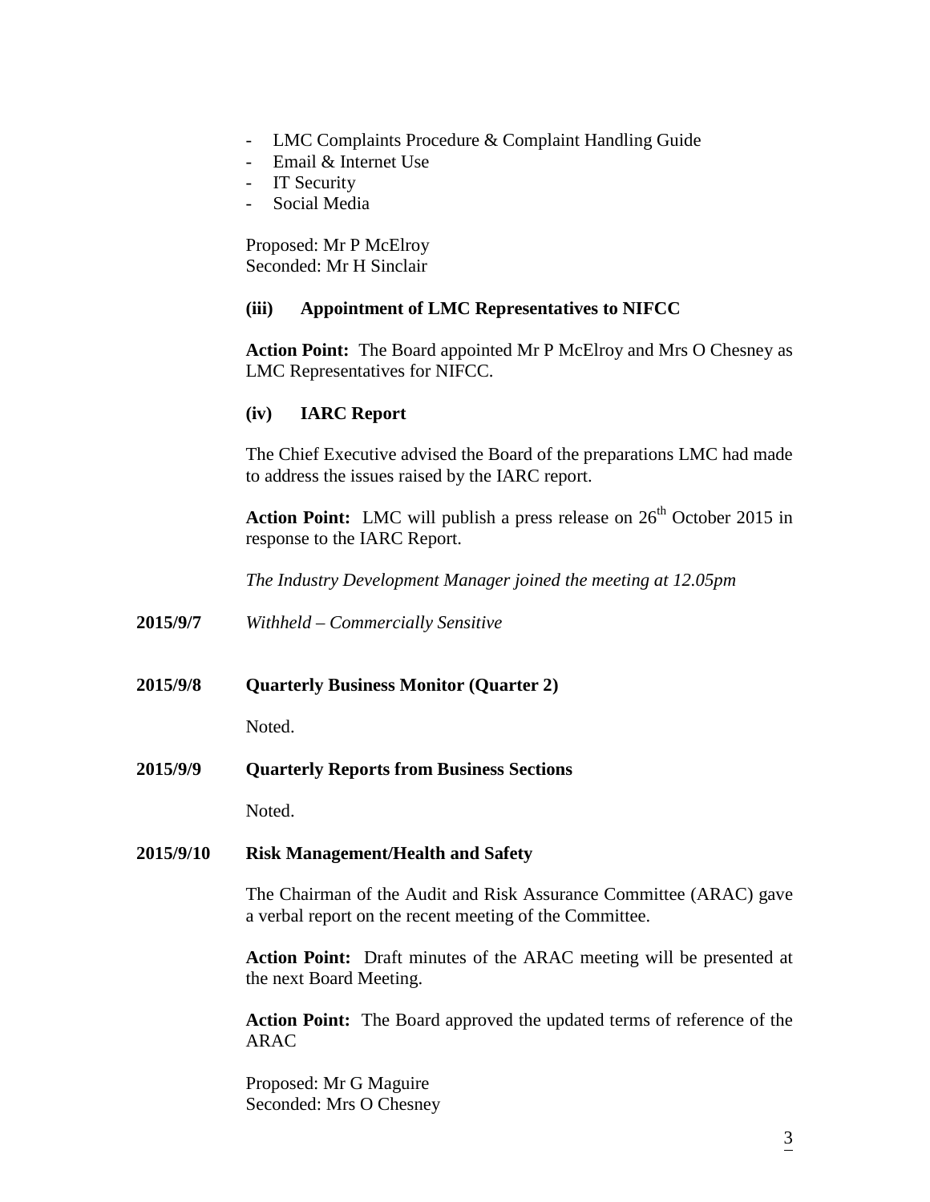- LMC Complaints Procedure & Complaint Handling Guide
- Email & Internet Use
- IT Security
- Social Media

Proposed: Mr P McElroy
Seconded: Mr H Sinclair

**(iii) Appointment of LMC Representatives to NIFCC**

**Action Point:** The Board appointed Mr P McElroy and Mrs O Chesney as LMC Representatives for NIFCC.

**(iv) IARC Report**

The Chief Executive advised the Board of the preparations LMC had made to address the issues raised by the IARC report.

**Action Point:** LMC will publish a press release on 26th October 2015 in response to the IARC Report.

*The Industry Development Manager joined the meeting at 12.05pm*

**2015/9/7** *Withheld – Commercially Sensitive*

**2015/9/8 Quarterly Business Monitor (Quarter 2)**

Noted.

**2015/9/9 Quarterly Reports from Business Sections**

Noted.

**2015/9/10 Risk Management/Health and Safety**

The Chairman of the Audit and Risk Assurance Committee (ARAC) gave a verbal report on the recent meeting of the Committee.

**Action Point:** Draft minutes of the ARAC meeting will be presented at the next Board Meeting.

**Action Point:** The Board approved the updated terms of reference of the ARAC

Proposed: Mr G Maguire
Seconded: Mrs O Chesney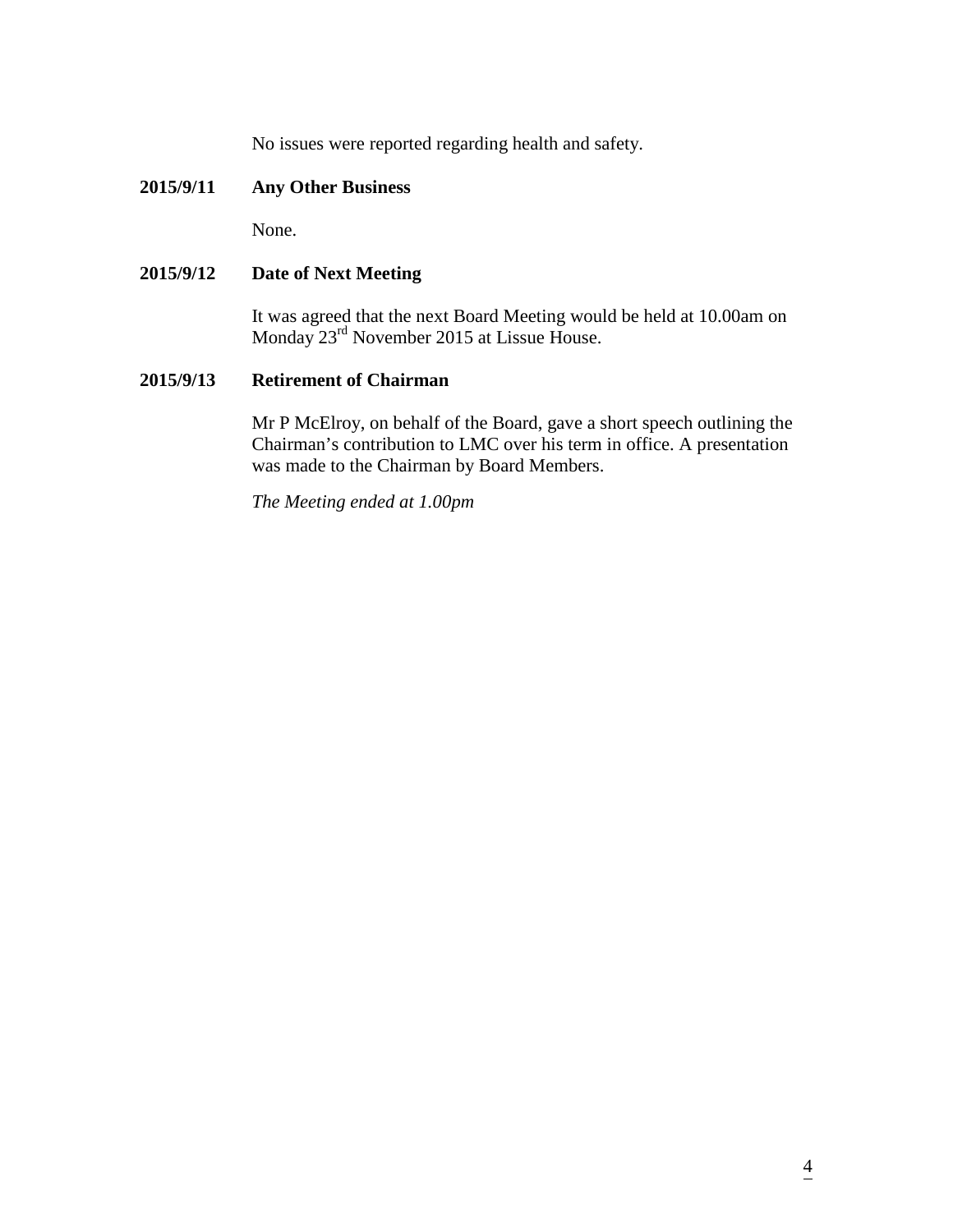No issues were reported regarding health and safety.

**2015/9/11 Any Other Business**

None.

**2015/9/12 Date of Next Meeting**

It was agreed that the next Board Meeting would be held at 10.00am on Monday 23rd November 2015 at Lissue House.

**2015/9/13 Retirement of Chairman**

Mr P McElroy, on behalf of the Board, gave a short speech outlining the Chairman's contribution to LMC over his term in office. A presentation was made to the Chairman by Board Members.

*The Meeting ended at 1.00pm*